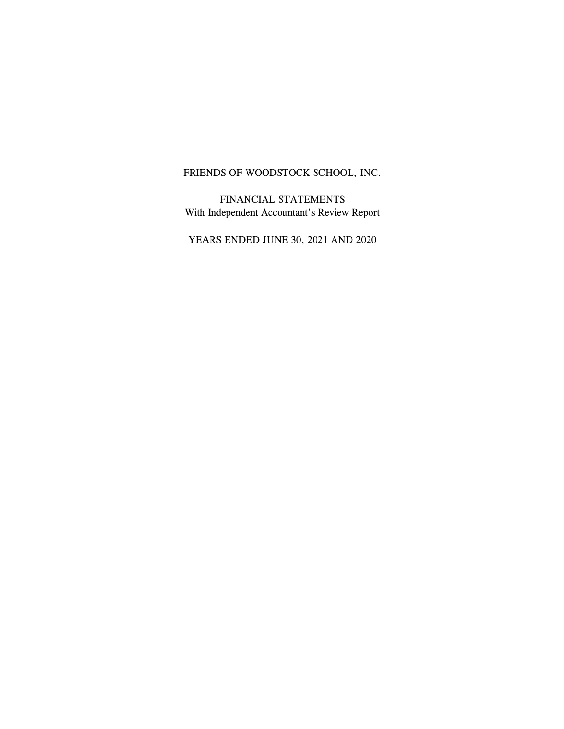# FRIENDS OF WOODSTOCK SCHOOL, INC.

## FINANCIAL STATEMENTS
With Independent Accountant's Review Report

YEARS ENDED JUNE 30, 2021 AND 2020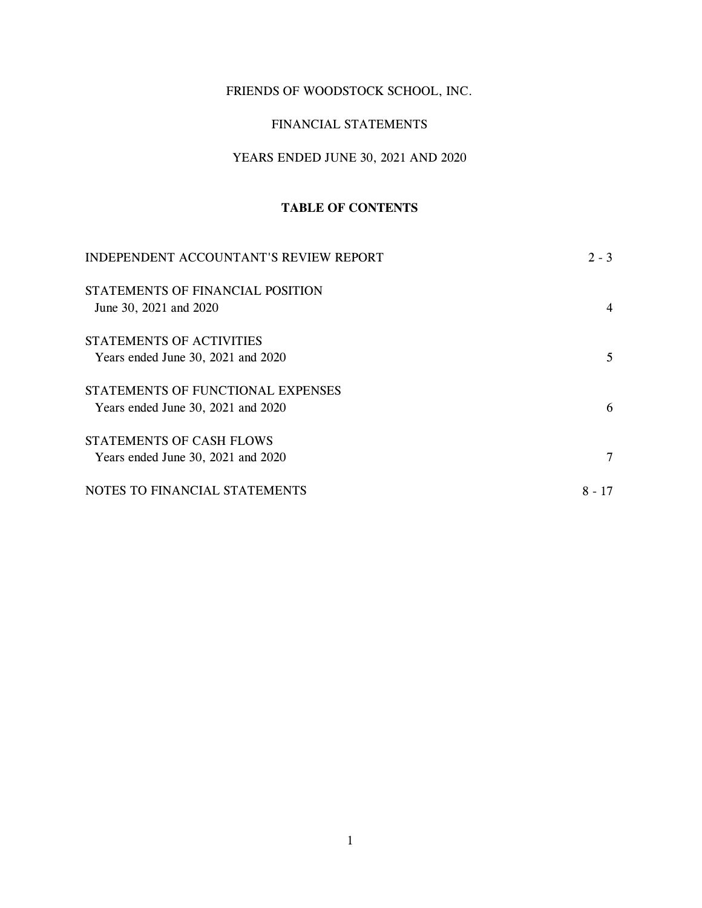FRIENDS OF WOODSTOCK SCHOOL, INC.

FINANCIAL STATEMENTS

YEARS ENDED JUNE 30, 2021 AND 2020

**TABLE OF CONTENTS**

| | |
|---|---|
| INDEPENDENT ACCOUNTANT'S REVIEW REPORT | 2 - 3 |
| STATEMENTS OF FINANCIAL POSITION<br>June 30, 2021 and 2020 | 4 |
| STATEMENTS OF ACTIVITIES<br>Years ended June 30, 2021 and 2020 | 5 |
| STATEMENTS OF FUNCTIONAL EXPENSES<br>Years ended June 30, 2021 and 2020 | 6 |
| STATEMENTS OF CASH FLOWS<br>Years ended June 30, 2021 and 2020 | 7 |
| NOTES TO FINANCIAL STATEMENTS | 8 - 17 |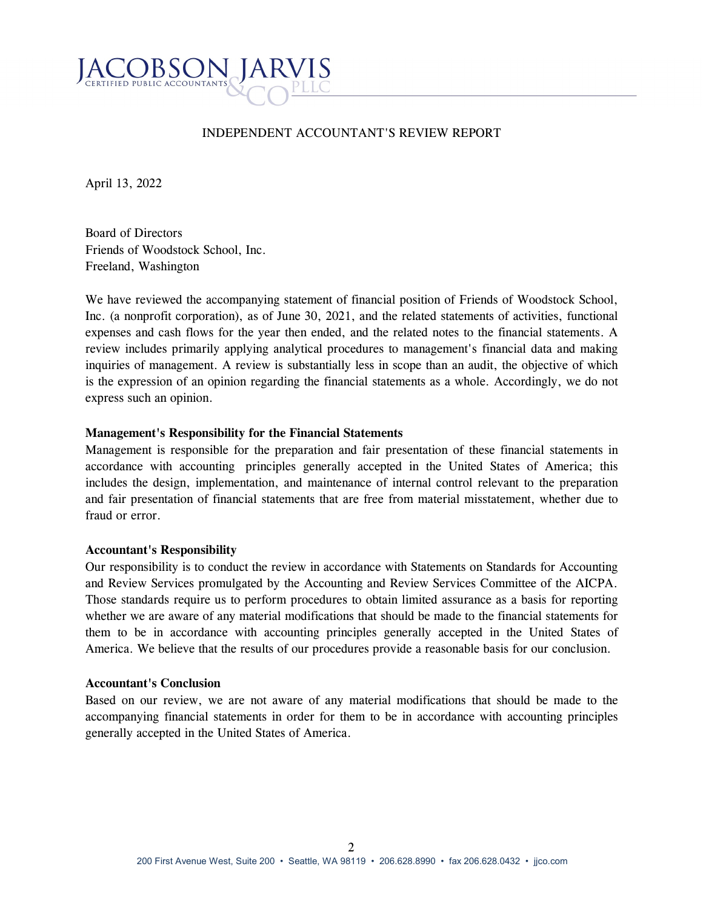JACOBSON JARVIS & CO PLLC
CERTIFIED PUBLIC ACCOUNTANTS

# INDEPENDENT ACCOUNTANT'S REVIEW REPORT

April 13, 2022

Board of Directors
Friends of Woodstock School, Inc.
Freeland, Washington

We have reviewed the accompanying statement of financial position of Friends of Woodstock School, Inc. (a nonprofit corporation), as of June 30, 2021, and the related statements of activities, functional expenses and cash flows for the year then ended, and the related notes to the financial statements. A review includes primarily applying analytical procedures to management's financial data and making inquiries of management. A review is substantially less in scope than an audit, the objective of which is the expression of an opinion regarding the financial statements as a whole. Accordingly, we do not express such an opinion.

**Management's Responsibility for the Financial Statements**
Management is responsible for the preparation and fair presentation of these financial statements in accordance with accounting principles generally accepted in the United States of America; this includes the design, implementation, and maintenance of internal control relevant to the preparation and fair presentation of financial statements that are free from material misstatement, whether due to fraud or error.

**Accountant's Responsibility**
Our responsibility is to conduct the review in accordance with Statements on Standards for Accounting and Review Services promulgated by the Accounting and Review Services Committee of the AICPA. Those standards require us to perform procedures to obtain limited assurance as a basis for reporting whether we are aware of any material modifications that should be made to the financial statements for them to be in accordance with accounting principles generally accepted in the United States of America. We believe that the results of our procedures provide a reasonable basis for our conclusion.

**Accountant's Conclusion**
Based on our review, we are not aware of any material modifications that should be made to the accompanying financial statements in order for them to be in accordance with accounting principles generally accepted in the United States of America.

200 First Avenue West, Suite 200 • Seattle, WA 98119 • 206.628.8990 • fax 206.628.0432 • jjco.com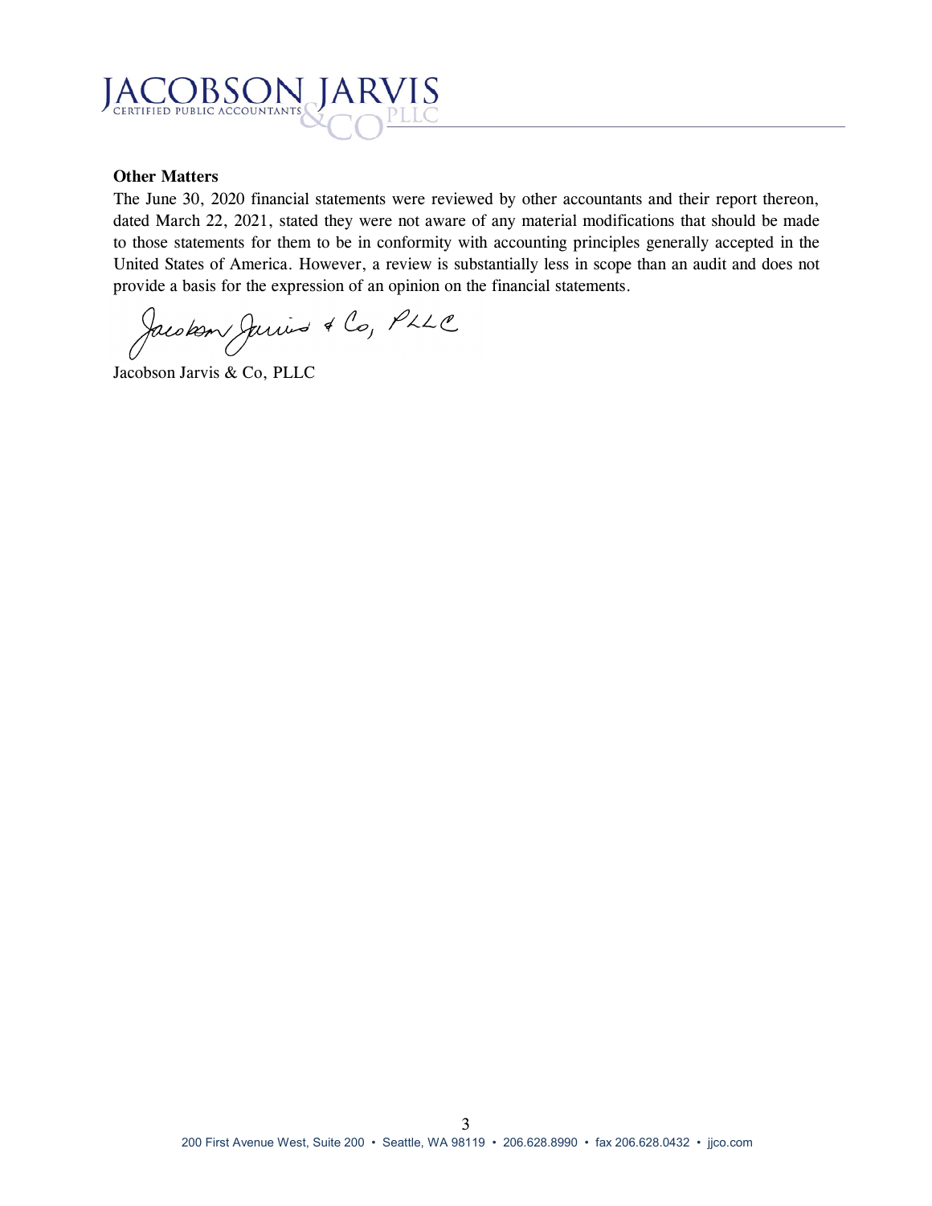**Other Matters**

The June 30, 2020 financial statements were reviewed by other accountants and their report thereon, dated March 22, 2021, stated they were not aware of any material modifications that should be made to those statements for them to be in conformity with accounting principles generally accepted in the United States of America. However, a review is substantially less in scope than an audit and does not provide a basis for the expression of an opinion on the financial statements.

Jacobson Jarvis & Co, PLLC

Jacobson Jarvis & Co, PLLC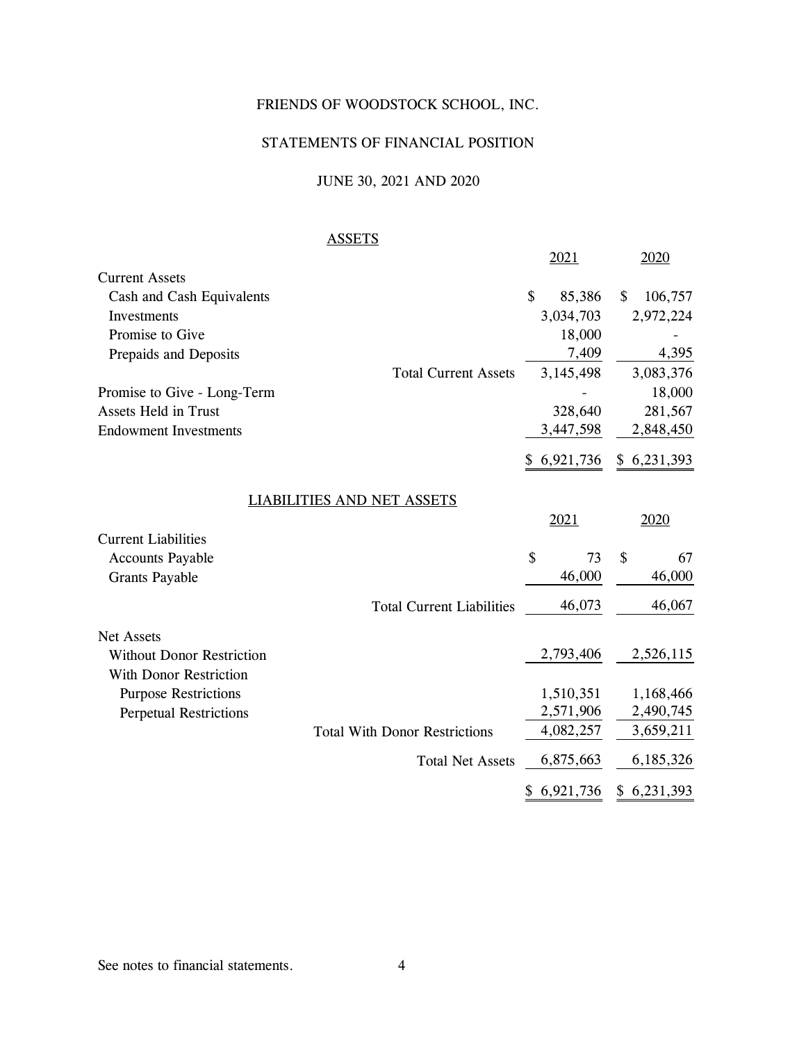# FRIENDS OF WOODSTOCK SCHOOL, INC.

## STATEMENTS OF FINANCIAL POSITION

### JUNE 30, 2021 AND 2020

| ASSETS | 2021 | 2020 |
|---|---|---|
| Current Assets | | |
| Cash and Cash Equivalents | $ 85,386 | $ 106,757 |
| Investments | 3,034,703 | 2,972,224 |
| Promise to Give | 18,000 | - |
| Prepaids and Deposits | 7,409 | 4,395 |
| Total Current Assets | 3,145,498 | 3,083,376 |
| Promise to Give - Long-Term | - | 18,000 |
| Assets Held in Trust | 328,640 | 281,567 |
| Endowment Investments | 3,447,598 | 2,848,450 |
| | $ 6,921,736 | $ 6,231,393 |

| LIABILITIES AND NET ASSETS | 2021 | 2020 |
|---|---|---|
| Current Liabilities | | |
| Accounts Payable | $ 73 | $ 67 |
| Grants Payable | 46,000 | 46,000 |
| Total Current Liabilities | 46,073 | 46,067 |
| Net Assets | | |
| Without Donor Restriction | 2,793,406 | 2,526,115 |
| With Donor Restriction | | |
| Purpose Restrictions | 1,510,351 | 1,168,466 |
| Perpetual Restrictions | 2,571,906 | 2,490,745 |
| Total With Donor Restrictions | 4,082,257 | 3,659,211 |
| Total Net Assets | 6,875,663 | 6,185,326 |
| | $ 6,921,736 | $ 6,231,393 |

See notes to financial statements.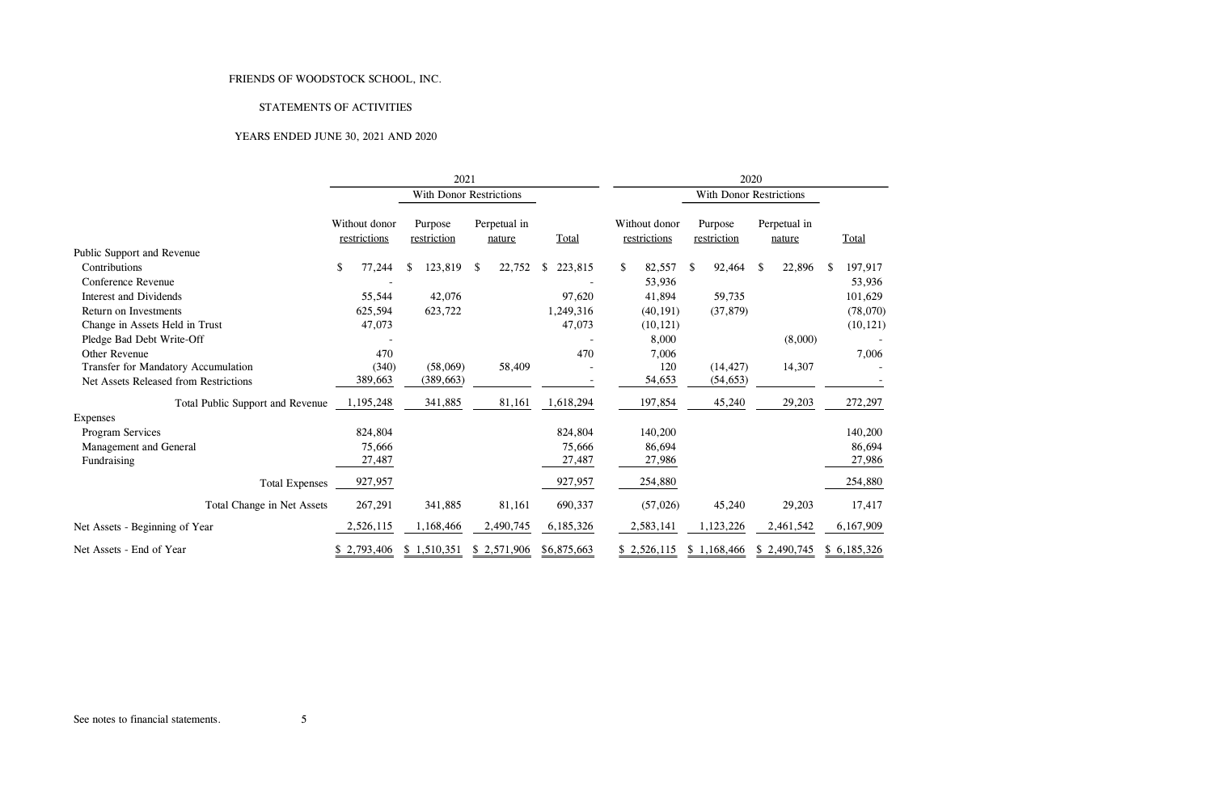FRIENDS OF WOODSTOCK SCHOOL, INC.

STATEMENTS OF ACTIVITIES

YEARS ENDED JUNE 30, 2021 AND 2020

| | 2021 | | | | 2020 | | | |
|---|---|---|---|---|---|---|---|---|
| | | With Donor Restrictions | | | | With Donor Restrictions | | |
| | Without donor restrictions | Purpose restriction | Perpetual in nature | Total | Without donor restrictions | Purpose restriction | Perpetual in nature | Total |
| Public Support and Revenue | | | | | | | | |
| Contributions | $ 77,244 | $ 123,819 | $ 22,752 | $ 223,815 | $ 82,557 | $ 92,464 | $ 22,896 | $ 197,917 |
| Conference Revenue | - | | | - | 53,936 | | | 53,936 |
| Interest and Dividends | 55,544 | 42,076 | | 97,620 | 41,894 | 59,735 | | 101,629 |
| Return on Investments | 625,594 | 623,722 | | 1,249,316 | (40,191) | (37,879) | | (78,070) |
| Change in Assets Held in Trust | 47,073 | | | 47,073 | (10,121) | | | (10,121) |
| Pledge Bad Debt Write-Off | - | | | - | 8,000 | | (8,000) | - |
| Other Revenue | 470 | | | 470 | 7,006 | | | 7,006 |
| Transfer for Mandatory Accumulation | (340) | (58,069) | 58,409 | - | 120 | (14,427) | 14,307 | - |
| Net Assets Released from Restrictions | 389,663 | (389,663) | | - | 54,653 | (54,653) | | - |
| Total Public Support and Revenue | 1,195,248 | 341,885 | 81,161 | 1,618,294 | 197,854 | 45,240 | 29,203 | 272,297 |
| Expenses | | | | | | | | |
| Program Services | 824,804 | | | 824,804 | 140,200 | | | 140,200 |
| Management and General | 75,666 | | | 75,666 | 86,694 | | | 86,694 |
| Fundraising | 27,487 | | | 27,487 | 27,986 | | | 27,986 |
| Total Expenses | 927,957 | | | 927,957 | 254,880 | | | 254,880 |
| Total Change in Net Assets | 267,291 | 341,885 | 81,161 | 690,337 | (57,026) | 45,240 | 29,203 | 17,417 |
| Net Assets - Beginning of Year | 2,526,115 | 1,168,466 | 2,490,745 | 6,185,326 | 2,583,141 | 1,123,226 | 2,461,542 | 6,167,909 |
| Net Assets - End of Year | $ 2,793,406 | $ 1,510,351 | $ 2,571,906 | $6,875,663 | $ 2,526,115 | $ 1,168,466 | $ 2,490,745 | $ 6,185,326 |

See notes to financial statements.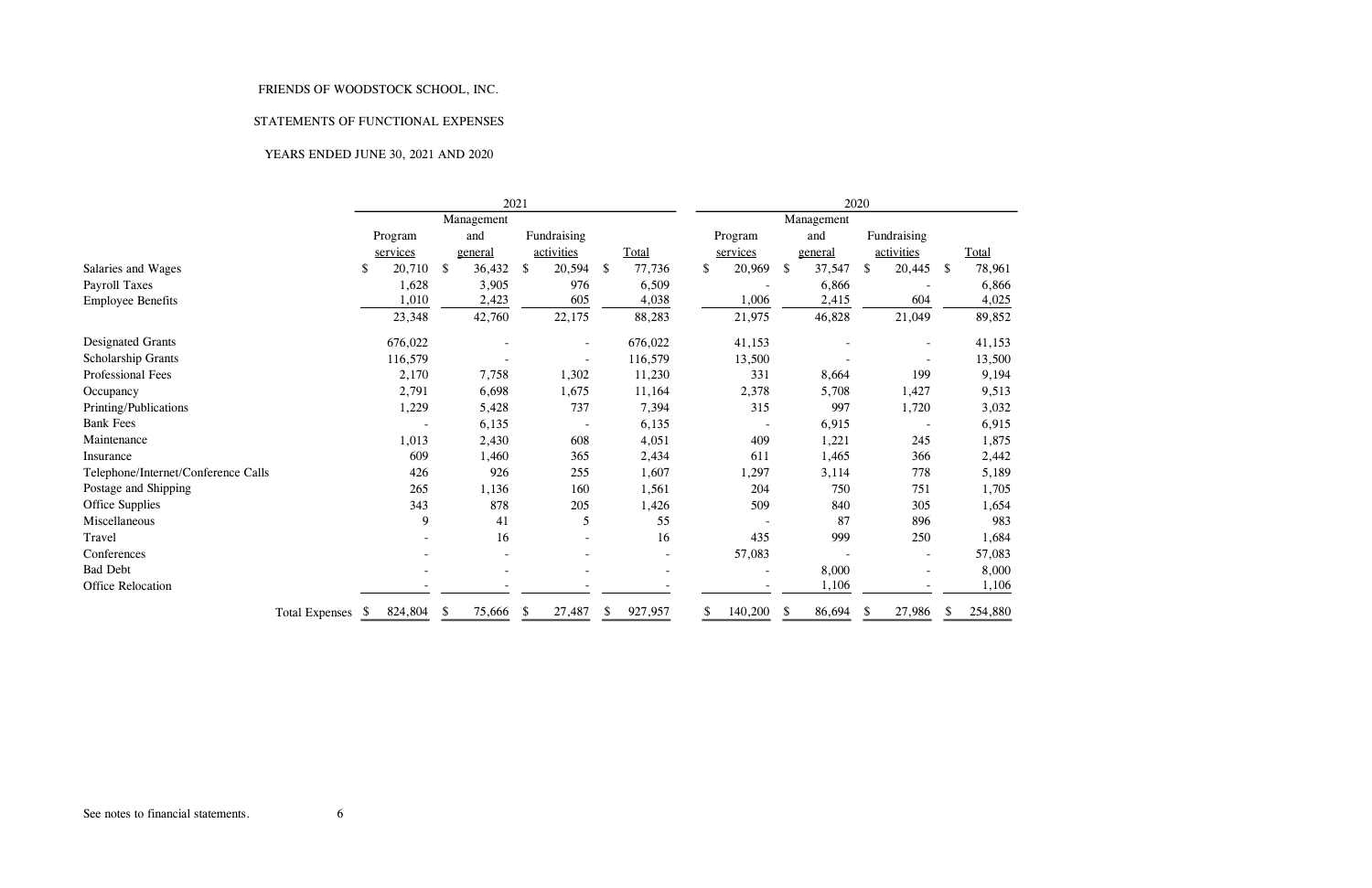FRIENDS OF WOODSTOCK SCHOOL, INC.

STATEMENTS OF FUNCTIONAL EXPENSES

YEARS ENDED JUNE 30, 2021 AND 2020

| | 2021 | | | | 2020 | | | |
|---|---|---|---|---|---|---|---|---|
| | Program services | Management and general | Fundraising activities | Total | Program services | Management and general | Fundraising activities | Total |
| Salaries and Wages | $ 20,710 | $ 36,432 | $ 20,594 | $ 77,736 | $ 20,969 | $ 37,547 | $ 20,445 | $ 78,961 |
| Payroll Taxes | 1,628 | 3,905 | 976 | 6,509 | - | 6,866 | - | 6,866 |
| Employee Benefits | 1,010 | 2,423 | 605 | 4,038 | 1,006 | 2,415 | 604 | 4,025 |
| | 23,348 | 42,760 | 22,175 | 88,283 | 21,975 | 46,828 | 21,049 | 89,852 |
| Designated Grants | 676,022 | - | - | 676,022 | 41,153 | - | - | 41,153 |
| Scholarship Grants | 116,579 | - | - | 116,579 | 13,500 | - | - | 13,500 |
| Professional Fees | 2,170 | 7,758 | 1,302 | 11,230 | 331 | 8,664 | 199 | 9,194 |
| Occupancy | 2,791 | 6,698 | 1,675 | 11,164 | 2,378 | 5,708 | 1,427 | 9,513 |
| Printing/Publications | 1,229 | 5,428 | 737 | 7,394 | 315 | 997 | 1,720 | 3,032 |
| Bank Fees | - | 6,135 | - | 6,135 | - | 6,915 | - | 6,915 |
| Maintenance | 1,013 | 2,430 | 608 | 4,051 | 409 | 1,221 | 245 | 1,875 |
| Insurance | 609 | 1,460 | 365 | 2,434 | 611 | 1,465 | 366 | 2,442 |
| Telephone/Internet/Conference Calls | 426 | 926 | 255 | 1,607 | 1,297 | 3,114 | 778 | 5,189 |
| Postage and Shipping | 265 | 1,136 | 160 | 1,561 | 204 | 750 | 751 | 1,705 |
| Office Supplies | 343 | 878 | 205 | 1,426 | 509 | 840 | 305 | 1,654 |
| Miscellaneous | 9 | 41 | 5 | 55 | - | 87 | 896 | 983 |
| Travel | - | 16 | - | 16 | 435 | 999 | 250 | 1,684 |
| Conferences | - | - | - | - | 57,083 | - | - | 57,083 |
| Bad Debt | - | - | - | - | - | 8,000 | - | 8,000 |
| Office Relocation | - | - | - | - | - | 1,106 | - | 1,106 |
| Total Expenses | $ 824,804 | $ 75,666 | $ 27,487 | $ 927,957 | $ 140,200 | $ 86,694 | $ 27,986 | $ 254,880 |

See notes to financial statements.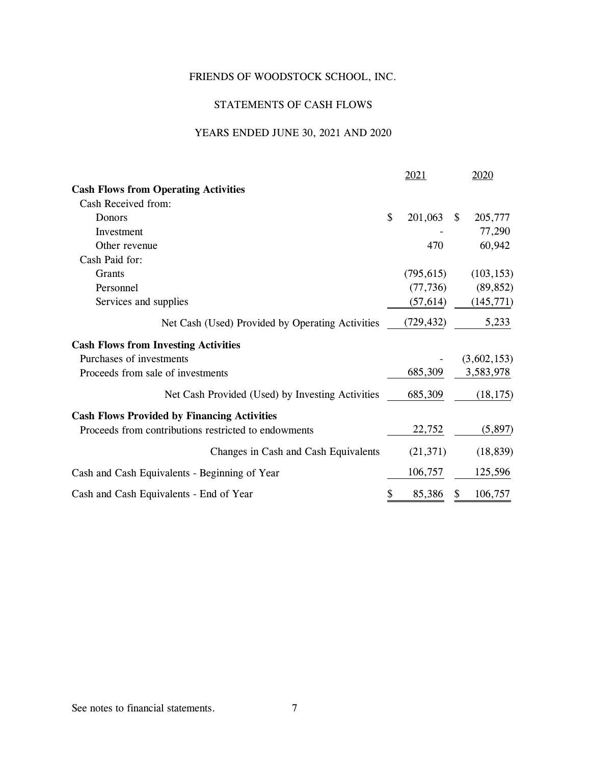FRIENDS OF WOODSTOCK SCHOOL, INC.

STATEMENTS OF CASH FLOWS

YEARS ENDED JUNE 30, 2021 AND 2020

| | 2021 | 2020 |
|---|---|---|
| **Cash Flows from Operating Activities** | | |
| Cash Received from: | | |
| Donors | $ 201,063 | $ 205,777 |
| Investment | - | 77,290 |
| Other revenue | 470 | 60,942 |
| Cash Paid for: | | |
| Grants | (795,615) | (103,153) |
| Personnel | (77,736) | (89,852) |
| Services and supplies | (57,614) | (145,771) |
| Net Cash (Used) Provided by Operating Activities | (729,432) | 5,233 |
| **Cash Flows from Investing Activities** | | |
| Purchases of investments | - | (3,602,153) |
| Proceeds from sale of investments | 685,309 | 3,583,978 |
| Net Cash Provided (Used) by Investing Activities | 685,309 | (18,175) |
| **Cash Flows Provided by Financing Activities** | | |
| Proceeds from contributions restricted to endowments | 22,752 | (5,897) |
| Changes in Cash and Cash Equivalents | (21,371) | (18,839) |
| Cash and Cash Equivalents - Beginning of Year | 106,757 | 125,596 |
| Cash and Cash Equivalents - End of Year | $ 85,386 | $ 106,757 |

See notes to financial statements.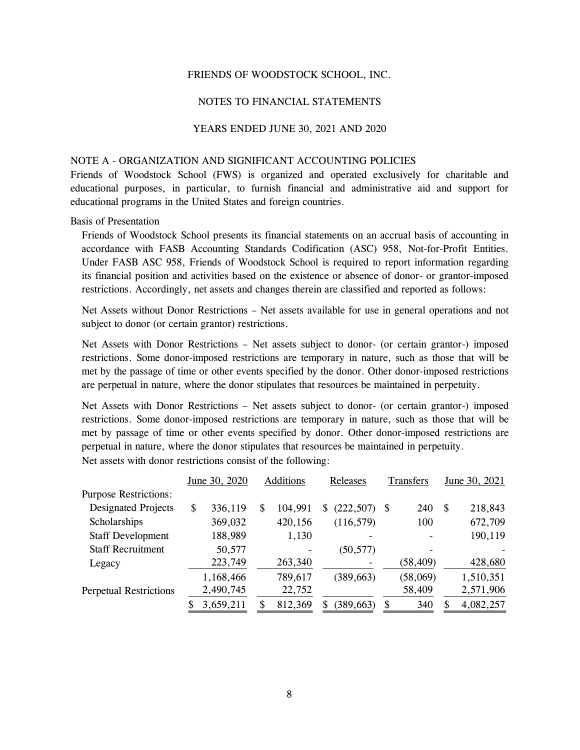FRIENDS OF WOODSTOCK SCHOOL, INC.

NOTES TO FINANCIAL STATEMENTS

YEARS ENDED JUNE 30, 2021 AND 2020

## NOTE A - ORGANIZATION AND SIGNIFICANT ACCOUNTING POLICIES

Friends of Woodstock School (FWS) is organized and operated exclusively for charitable and educational purposes, in particular, to furnish financial and administrative aid and support for educational programs in the United States and foreign countries.

Basis of Presentation

Friends of Woodstock School presents its financial statements on an accrual basis of accounting in accordance with FASB Accounting Standards Codification (ASC) 958, Not-for-Profit Entities. Under FASB ASC 958, Friends of Woodstock School is required to report information regarding its financial position and activities based on the existence or absence of donor- or grantor-imposed restrictions. Accordingly, net assets and changes therein are classified and reported as follows:

Net Assets without Donor Restrictions – Net assets available for use in general operations and not subject to donor (or certain grantor) restrictions.

Net Assets with Donor Restrictions – Net assets subject to donor- (or certain grantor-) imposed restrictions. Some donor-imposed restrictions are temporary in nature, such as those that will be met by the passage of time or other events specified by the donor. Other donor-imposed restrictions are perpetual in nature, where the donor stipulates that resources be maintained in perpetuity.

Net Assets with Donor Restrictions – Net assets subject to donor- (or certain grantor-) imposed restrictions. Some donor-imposed restrictions are temporary in nature, such as those that will be met by passage of time or other events specified by donor. Other donor-imposed restrictions are perpetual in nature, where the donor stipulates that resources be maintained in perpetuity.

Net assets with donor restrictions consist of the following:

| | June 30, 2020 | Additions | Releases | Transfers | June 30, 2021 |
|---|---|---|---|---|---|
| Purpose Restrictions: | | | | | |
| Designated Projects | $ 336,119 | $ 104,991 | $ (222,507) | $ 240 | $ 218,843 |
| Scholarships | 369,032 | 420,156 | (116,579) | 100 | 672,709 |
| Staff Development | 188,989 | 1,130 | - | - | 190,119 |
| Staff Recruitment | 50,577 | - | (50,577) | - | - |
| Legacy | 223,749 | 263,340 | - | (58,409) | 428,680 |
| | 1,168,466 | 789,617 | (389,663) | (58,069) | 1,510,351 |
| Perpetual Restrictions | 2,490,745 | 22,752 | | 58,409 | 2,571,906 |
| | $ 3,659,211 | $ 812,369 | $ (389,663) | $ 340 | $ 4,082,257 |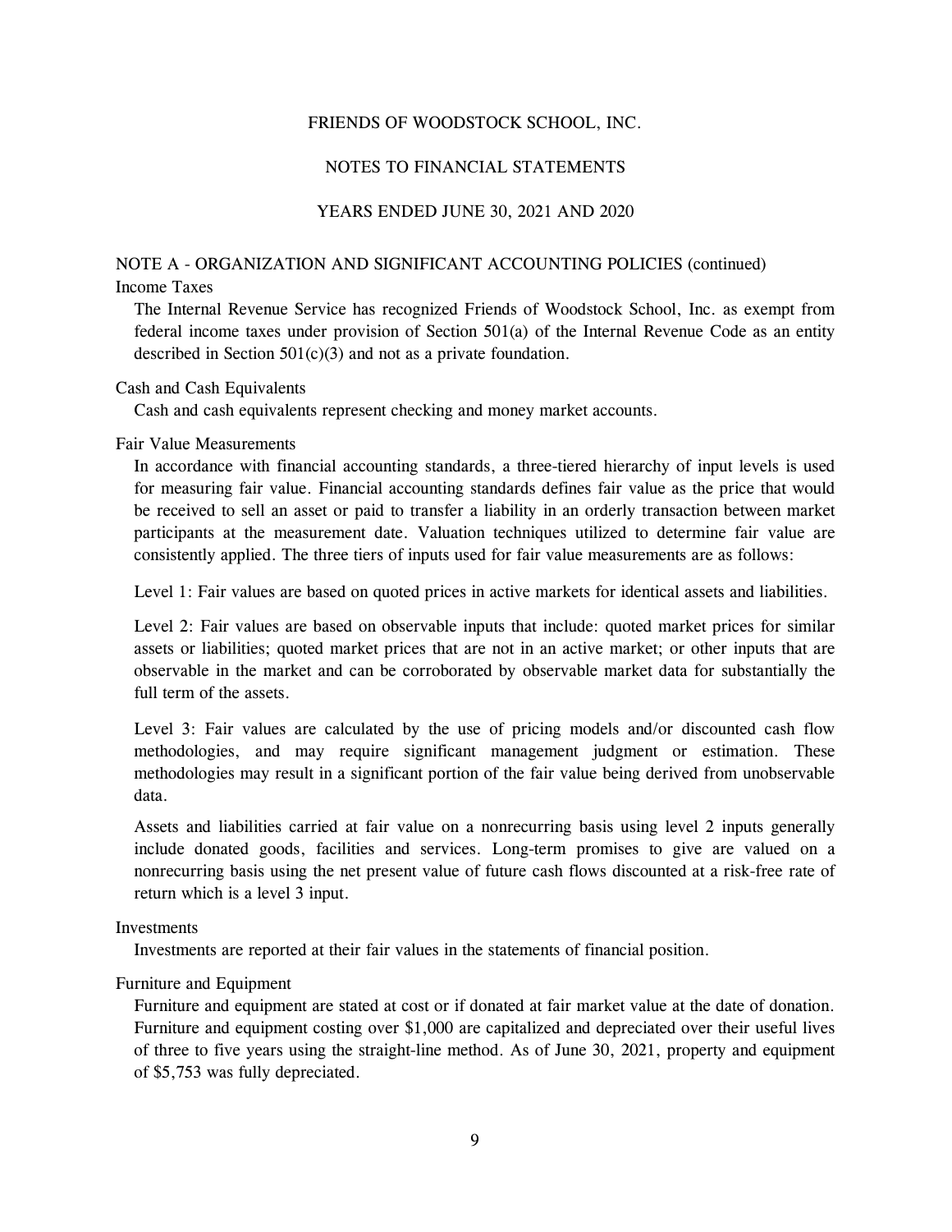FRIENDS OF WOODSTOCK SCHOOL, INC.

NOTES TO FINANCIAL STATEMENTS

YEARS ENDED JUNE 30, 2021 AND 2020

## NOTE A - ORGANIZATION AND SIGNIFICANT ACCOUNTING POLICIES (continued)

### Income Taxes

The Internal Revenue Service has recognized Friends of Woodstock School, Inc. as exempt from federal income taxes under provision of Section 501(a) of the Internal Revenue Code as an entity described in Section 501(c)(3) and not as a private foundation.

### Cash and Cash Equivalents

Cash and cash equivalents represent checking and money market accounts.

### Fair Value Measurements

In accordance with financial accounting standards, a three-tiered hierarchy of input levels is used for measuring fair value. Financial accounting standards defines fair value as the price that would be received to sell an asset or paid to transfer a liability in an orderly transaction between market participants at the measurement date. Valuation techniques utilized to determine fair value are consistently applied. The three tiers of inputs used for fair value measurements are as follows:

Level 1: Fair values are based on quoted prices in active markets for identical assets and liabilities.

Level 2: Fair values are based on observable inputs that include: quoted market prices for similar assets or liabilities; quoted market prices that are not in an active market; or other inputs that are observable in the market and can be corroborated by observable market data for substantially the full term of the assets.

Level 3: Fair values are calculated by the use of pricing models and/or discounted cash flow methodologies, and may require significant management judgment or estimation. These methodologies may result in a significant portion of the fair value being derived from unobservable data.

Assets and liabilities carried at fair value on a nonrecurring basis using level 2 inputs generally include donated goods, facilities and services. Long-term promises to give are valued on a nonrecurring basis using the net present value of future cash flows discounted at a risk-free rate of return which is a level 3 input.

### Investments

Investments are reported at their fair values in the statements of financial position.

### Furniture and Equipment

Furniture and equipment are stated at cost or if donated at fair market value at the date of donation. Furniture and equipment costing over $1,000 are capitalized and depreciated over their useful lives of three to five years using the straight-line method. As of June 30, 2021, property and equipment of $5,753 was fully depreciated.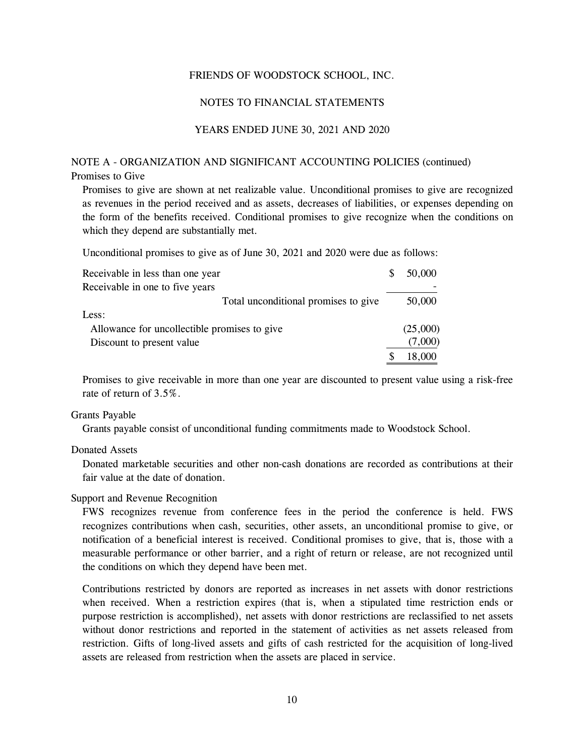# FRIENDS OF WOODSTOCK SCHOOL, INC.

## NOTES TO FINANCIAL STATEMENTS

## YEARS ENDED JUNE 30, 2021 AND 2020

### NOTE A - ORGANIZATION AND SIGNIFICANT ACCOUNTING POLICIES (continued)

#### Promises to Give

Promises to give are shown at net realizable value. Unconditional promises to give are recognized as revenues in the period received and as assets, decreases of liabilities, or expenses depending on the form of the benefits received. Conditional promises to give recognize when the conditions on which they depend are substantially met.

Unconditional promises to give as of June 30, 2021 and 2020 were due as follows:

| | |
|---|---|
| Receivable in less than one year | $ 50,000 |
| Receivable in one to five years | - |
| Total unconditional promises to give | 50,000 |
| Less: | |
| Allowance for uncollectible promises to give | (25,000) |
| Discount to present value | (7,000) |
| | $ 18,000 |

Promises to give receivable in more than one year are discounted to present value using a risk-free rate of return of 3.5%.

#### Grants Payable

Grants payable consist of unconditional funding commitments made to Woodstock School.

#### Donated Assets

Donated marketable securities and other non-cash donations are recorded as contributions at their fair value at the date of donation.

#### Support and Revenue Recognition

FWS recognizes revenue from conference fees in the period the conference is held. FWS recognizes contributions when cash, securities, other assets, an unconditional promise to give, or notification of a beneficial interest is received. Conditional promises to give, that is, those with a measurable performance or other barrier, and a right of return or release, are not recognized until the conditions on which they depend have been met.

Contributions restricted by donors are reported as increases in net assets with donor restrictions when received. When a restriction expires (that is, when a stipulated time restriction ends or purpose restriction is accomplished), net assets with donor restrictions are reclassified to net assets without donor restrictions and reported in the statement of activities as net assets released from restriction. Gifts of long-lived assets and gifts of cash restricted for the acquisition of long-lived assets are released from restriction when the assets are placed in service.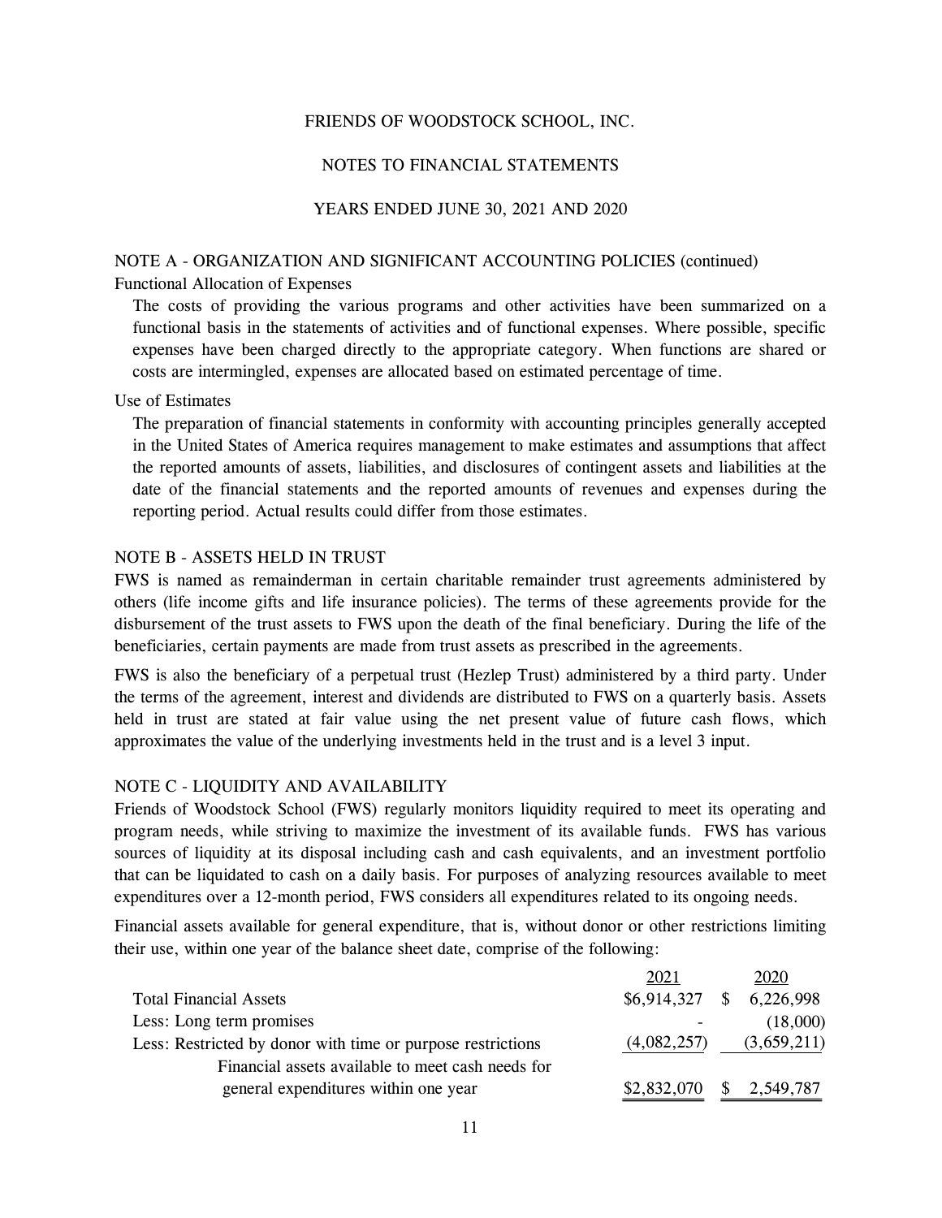# FRIENDS OF WOODSTOCK SCHOOL, INC.

## NOTES TO FINANCIAL STATEMENTS

## YEARS ENDED JUNE 30, 2021 AND 2020

### NOTE A - ORGANIZATION AND SIGNIFICANT ACCOUNTING POLICIES (continued)

Functional Allocation of Expenses

The costs of providing the various programs and other activities have been summarized on a functional basis in the statements of activities and of functional expenses. Where possible, specific expenses have been charged directly to the appropriate category. When functions are shared or costs are intermingled, expenses are allocated based on estimated percentage of time.

Use of Estimates

The preparation of financial statements in conformity with accounting principles generally accepted in the United States of America requires management to make estimates and assumptions that affect the reported amounts of assets, liabilities, and disclosures of contingent assets and liabilities at the date of the financial statements and the reported amounts of revenues and expenses during the reporting period. Actual results could differ from those estimates.

### NOTE B - ASSETS HELD IN TRUST

FWS is named as remainderman in certain charitable remainder trust agreements administered by others (life income gifts and life insurance policies). The terms of these agreements provide for the disbursement of the trust assets to FWS upon the death of the final beneficiary. During the life of the beneficiaries, certain payments are made from trust assets as prescribed in the agreements.

FWS is also the beneficiary of a perpetual trust (Hezlep Trust) administered by a third party. Under the terms of the agreement, interest and dividends are distributed to FWS on a quarterly basis. Assets held in trust are stated at fair value using the net present value of future cash flows, which approximates the value of the underlying investments held in the trust and is a level 3 input.

### NOTE C - LIQUIDITY AND AVAILABILITY

Friends of Woodstock School (FWS) regularly monitors liquidity required to meet its operating and program needs, while striving to maximize the investment of its available funds. FWS has various sources of liquidity at its disposal including cash and cash equivalents, and an investment portfolio that can be liquidated to cash on a daily basis. For purposes of analyzing resources available to meet expenditures over a 12-month period, FWS considers all expenditures related to its ongoing needs.

Financial assets available for general expenditure, that is, without donor or other restrictions limiting their use, within one year of the balance sheet date, comprise of the following:

| | 2021 | 2020 |
|---|---|---|
| Total Financial Assets | $6,914,327 | $ 6,226,998 |
| Less: Long term promises | - | (18,000) |
| Less: Restricted by donor with time or purpose restrictions | (4,082,257) | (3,659,211) |
| Financial assets available to meet cash needs for general expenditures within one year | $2,832,070 | $ 2,549,787 |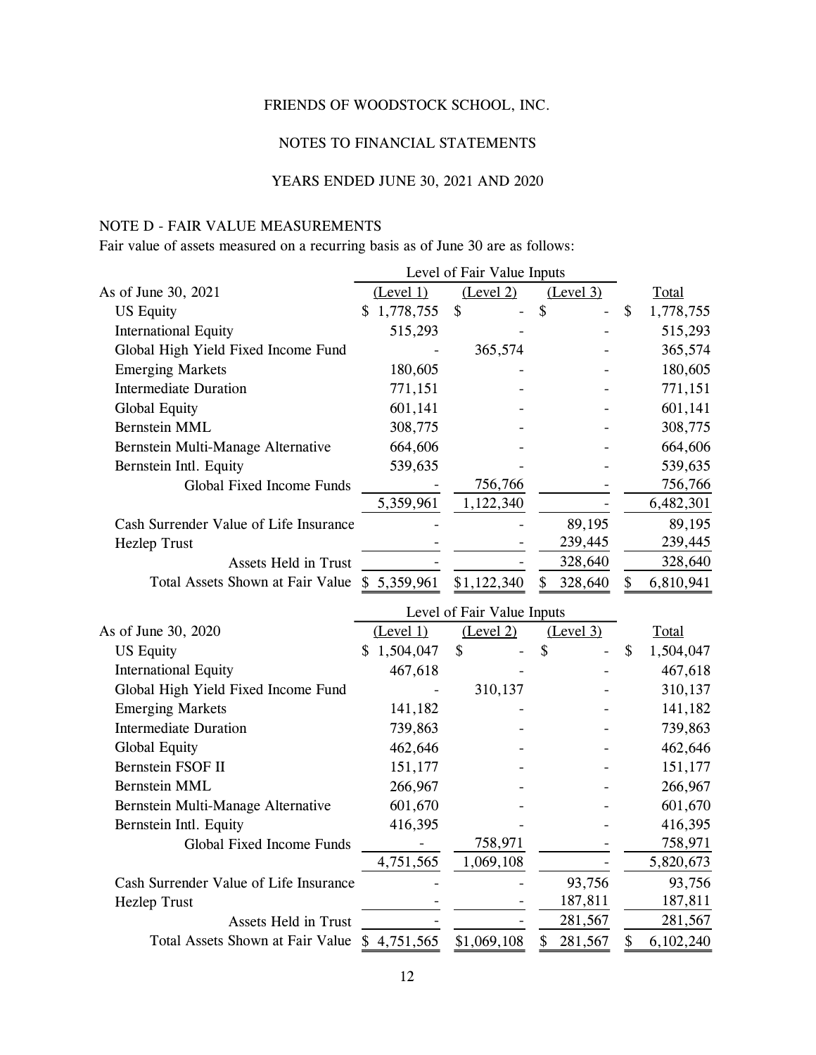FRIENDS OF WOODSTOCK SCHOOL, INC.

NOTES TO FINANCIAL STATEMENTS

YEARS ENDED JUNE 30, 2021 AND 2020

## NOTE D - FAIR VALUE MEASUREMENTS

Fair value of assets measured on a recurring basis as of June 30 are as follows:

| | Level of Fair Value Inputs | | | |
|---|---|---|---|---|
| As of June 30, 2021 | (Level 1) | (Level 2) | (Level 3) | Total |
| US Equity | $ 1,778,755 | $ - | $ - | $ 1,778,755 |
| International Equity | 515,293 | - | - | 515,293 |
| Global High Yield Fixed Income Fund | - | 365,574 | - | 365,574 |
| Emerging Markets | 180,605 | - | - | 180,605 |
| Intermediate Duration | 771,151 | - | - | 771,151 |
| Global Equity | 601,141 | - | - | 601,141 |
| Bernstein MML | 308,775 | - | - | 308,775 |
| Bernstein Multi-Manage Alternative | 664,606 | - | - | 664,606 |
| Bernstein Intl. Equity | 539,635 | - | - | 539,635 |
| Global Fixed Income Funds | - | 756,766 | - | 756,766 |
| | 5,359,961 | 1,122,340 | - | 6,482,301 |
| Cash Surrender Value of Life Insurance | - | - | 89,195 | 89,195 |
| Hezlep Trust | - | - | 239,445 | 239,445 |
| Assets Held in Trust | - | - | 328,640 | 328,640 |
| Total Assets Shown at Fair Value | $ 5,359,961 | $1,122,340 | $ 328,640 | $ 6,810,941 |

| | Level of Fair Value Inputs | | | |
|---|---|---|---|---|
| As of June 30, 2020 | (Level 1) | (Level 2) | (Level 3) | Total |
| US Equity | $ 1,504,047 | $ - | $ - | $ 1,504,047 |
| International Equity | 467,618 | - | - | 467,618 |
| Global High Yield Fixed Income Fund | - | 310,137 | - | 310,137 |
| Emerging Markets | 141,182 | - | - | 141,182 |
| Intermediate Duration | 739,863 | - | - | 739,863 |
| Global Equity | 462,646 | - | - | 462,646 |
| Bernstein FSOF II | 151,177 | - | - | 151,177 |
| Bernstein MML | 266,967 | - | - | 266,967 |
| Bernstein Multi-Manage Alternative | 601,670 | - | - | 601,670 |
| Bernstein Intl. Equity | 416,395 | - | - | 416,395 |
| Global Fixed Income Funds | - | 758,971 | - | 758,971 |
| | 4,751,565 | 1,069,108 | - | 5,820,673 |
| Cash Surrender Value of Life Insurance | - | - | 93,756 | 93,756 |
| Hezlep Trust | - | - | 187,811 | 187,811 |
| Assets Held in Trust | - | - | 281,567 | 281,567 |
| Total Assets Shown at Fair Value | $ 4,751,565 | $1,069,108 | $ 281,567 | $ 6,102,240 |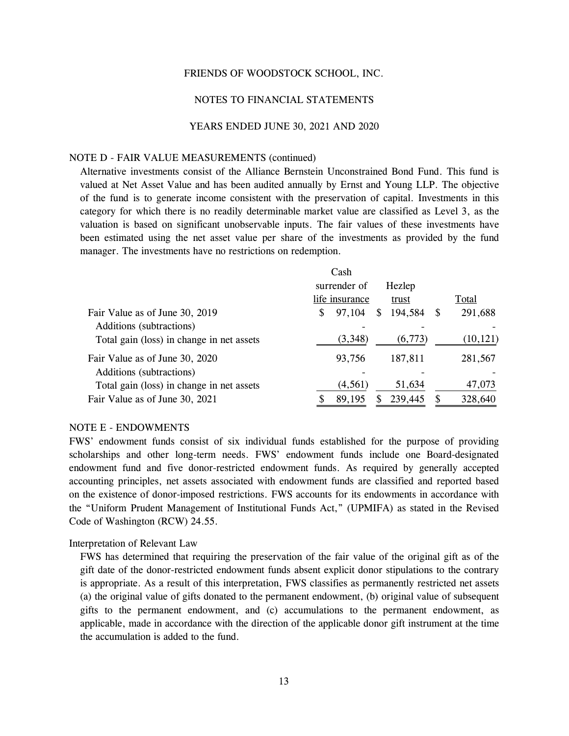FRIENDS OF WOODSTOCK SCHOOL, INC.

NOTES TO FINANCIAL STATEMENTS

YEARS ENDED JUNE 30, 2021 AND 2020

NOTE D - FAIR VALUE MEASUREMENTS (continued)

Alternative investments consist of the Alliance Bernstein Unconstrained Bond Fund. This fund is valued at Net Asset Value and has been audited annually by Ernst and Young LLP. The objective of the fund is to generate income consistent with the preservation of capital. Investments in this category for which there is no readily determinable market value are classified as Level 3, as the valuation is based on significant unobservable inputs. The fair values of these investments have been estimated using the net asset value per share of the investments as provided by the fund manager. The investments have no restrictions on redemption.

| | Cash surrender of life insurance | Hezlep trust | Total |
|---|---|---|---|
| Fair Value as of June 30, 2019 | $ 97,104 | $ 194,584 | $ 291,688 |
| Additions (subtractions) | - | - | - |
| Total gain (loss) in change in net assets | (3,348) | (6,773) | (10,121) |
| Fair Value as of June 30, 2020 | 93,756 | 187,811 | 281,567 |
| Additions (subtractions) | - | - | - |
| Total gain (loss) in change in net assets | (4,561) | 51,634 | 47,073 |
| Fair Value as of June 30, 2021 | $ 89,195 | $ 239,445 | $ 328,640 |

NOTE E - ENDOWMENTS

FWS' endowment funds consist of six individual funds established for the purpose of providing scholarships and other long-term needs. FWS' endowment funds include one Board-designated endowment fund and five donor-restricted endowment funds. As required by generally accepted accounting principles, net assets associated with endowment funds are classified and reported based on the existence of donor-imposed restrictions. FWS accounts for its endowments in accordance with the "Uniform Prudent Management of Institutional Funds Act," (UPMIFA) as stated in the Revised Code of Washington (RCW) 24.55.

Interpretation of Relevant Law

FWS has determined that requiring the preservation of the fair value of the original gift as of the gift date of the donor-restricted endowment funds absent explicit donor stipulations to the contrary is appropriate. As a result of this interpretation, FWS classifies as permanently restricted net assets (a) the original value of gifts donated to the permanent endowment, (b) original value of subsequent gifts to the permanent endowment, and (c) accumulations to the permanent endowment, as applicable, made in accordance with the direction of the applicable donor gift instrument at the time the accumulation is added to the fund.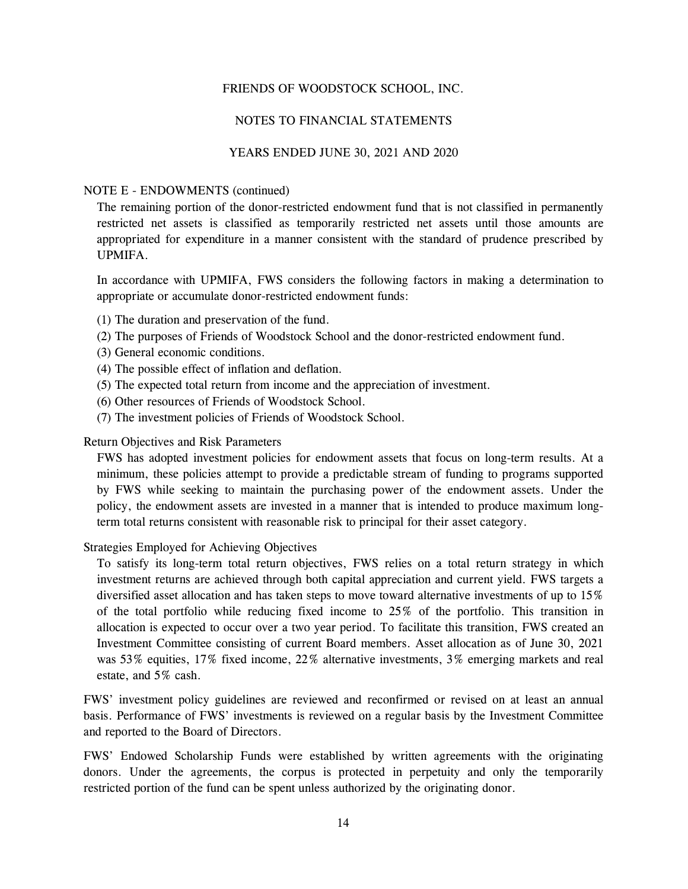## NOTE E - ENDOWMENTS (continued)

The remaining portion of the donor-restricted endowment fund that is not classified in permanently restricted net assets is classified as temporarily restricted net assets until those amounts are appropriated for expenditure in a manner consistent with the standard of prudence prescribed by UPMIFA.

In accordance with UPMIFA, FWS considers the following factors in making a determination to appropriate or accumulate donor-restricted endowment funds:

(1) The duration and preservation of the fund.
(2) The purposes of Friends of Woodstock School and the donor-restricted endowment fund.
(3) General economic conditions.
(4) The possible effect of inflation and deflation.
(5) The expected total return from income and the appreciation of investment.
(6) Other resources of Friends of Woodstock School.
(7) The investment policies of Friends of Woodstock School.

### Return Objectives and Risk Parameters

FWS has adopted investment policies for endowment assets that focus on long-term results. At a minimum, these policies attempt to provide a predictable stream of funding to programs supported by FWS while seeking to maintain the purchasing power of the endowment assets. Under the policy, the endowment assets are invested in a manner that is intended to produce maximum long-term total returns consistent with reasonable risk to principal for their asset category.

### Strategies Employed for Achieving Objectives

To satisfy its long-term total return objectives, FWS relies on a total return strategy in which investment returns are achieved through both capital appreciation and current yield. FWS targets a diversified asset allocation and has taken steps to move toward alternative investments of up to 15% of the total portfolio while reducing fixed income to 25% of the portfolio. This transition in allocation is expected to occur over a two year period. To facilitate this transition, FWS created an Investment Committee consisting of current Board members. Asset allocation as of June 30, 2021 was 53% equities, 17% fixed income, 22% alternative investments, 3% emerging markets and real estate, and 5% cash.

FWS' investment policy guidelines are reviewed and reconfirmed or revised on at least an annual basis. Performance of FWS' investments is reviewed on a regular basis by the Investment Committee and reported to the Board of Directors.

FWS' Endowed Scholarship Funds were established by written agreements with the originating donors. Under the agreements, the corpus is protected in perpetuity and only the temporarily restricted portion of the fund can be spent unless authorized by the originating donor.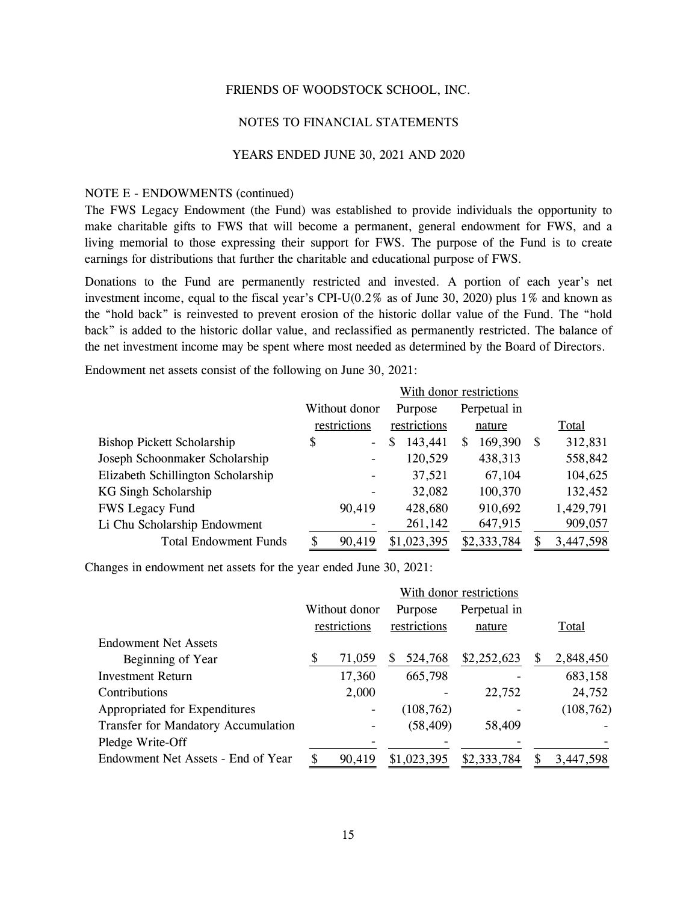# FRIENDS OF WOODSTOCK SCHOOL, INC.

## NOTES TO FINANCIAL STATEMENTS

## YEARS ENDED JUNE 30, 2021 AND 2020

NOTE E - ENDOWMENTS (continued)

The FWS Legacy Endowment (the Fund) was established to provide individuals the opportunity to make charitable gifts to FWS that will become a permanent, general endowment for FWS, and a living memorial to those expressing their support for FWS. The purpose of the Fund is to create earnings for distributions that further the charitable and educational purpose of FWS.

Donations to the Fund are permanently restricted and invested. A portion of each year's net investment income, equal to the fiscal year's CPI-U(0.2% as of June 30, 2020) plus 1% and known as the "hold back" is reinvested to prevent erosion of the historic dollar value of the Fund. The "hold back" is added to the historic dollar value, and reclassified as permanently restricted. The balance of the net investment income may be spent where most needed as determined by the Board of Directors.

Endowment net assets consist of the following on June 30, 2021:

| | | With donor restrictions | | |
|---|---|---|---|---|
| | Without donor restrictions | Purpose restrictions | Perpetual in nature | Total |
| Bishop Pickett Scholarship | $ - | $ 143,441 | $ 169,390 | $ 312,831 |
| Joseph Schoonmaker Scholarship | - | 120,529 | 438,313 | 558,842 |
| Elizabeth Schillington Scholarship | - | 37,521 | 67,104 | 104,625 |
| KG Singh Scholarship | - | 32,082 | 100,370 | 132,452 |
| FWS Legacy Fund | 90,419 | 428,680 | 910,692 | 1,429,791 |
| Li Chu Scholarship Endowment | - | 261,142 | 647,915 | 909,057 |
| Total Endowment Funds | $ 90,419 | $1,023,395 | $2,333,784 | $ 3,447,598 |

Changes in endowment net assets for the year ended June 30, 2021:

| | | With donor restrictions | | |
|---|---|---|---|---|
| | Without donor restrictions | Purpose restrictions | Perpetual in nature | Total |
| Endowment Net Assets Beginning of Year | $ 71,059 | $ 524,768 | $2,252,623 | $ 2,848,450 |
| Investment Return | 17,360 | 665,798 | - | 683,158 |
| Contributions | 2,000 | - | 22,752 | 24,752 |
| Appropriated for Expenditures | - | (108,762) | - | (108,762) |
| Transfer for Mandatory Accumulation | - | (58,409) | 58,409 | - |
| Pledge Write-Off | - | - | - | - |
| Endowment Net Assets - End of Year | $ 90,419 | $1,023,395 | $2,333,784 | $ 3,447,598 |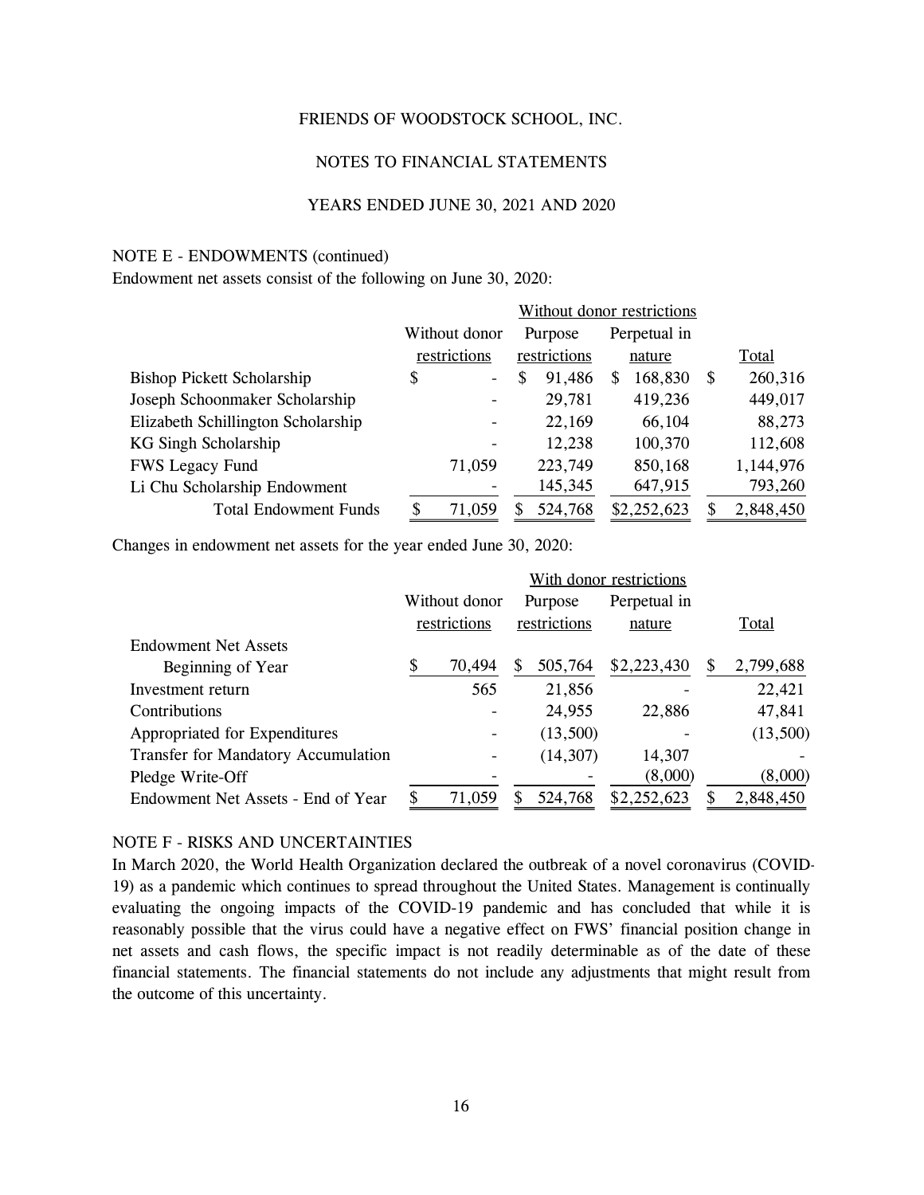FRIENDS OF WOODSTOCK SCHOOL, INC.

NOTES TO FINANCIAL STATEMENTS

YEARS ENDED JUNE 30, 2021 AND 2020

NOTE E - ENDOWMENTS (continued)

Endowment net assets consist of the following on June 30, 2020:

| | | Without donor restrictions | | |
|---|---|---|---|---|
| | Without donor restrictions | Purpose restrictions | Perpetual in nature | Total |
| Bishop Pickett Scholarship | $ - | $ 91,486 | $ 168,830 | $ 260,316 |
| Joseph Schoonmaker Scholarship | - | 29,781 | 419,236 | 449,017 |
| Elizabeth Schillington Scholarship | - | 22,169 | 66,104 | 88,273 |
| KG Singh Scholarship | - | 12,238 | 100,370 | 112,608 |
| FWS Legacy Fund | 71,059 | 223,749 | 850,168 | 1,144,976 |
| Li Chu Scholarship Endowment | - | 145,345 | 647,915 | 793,260 |
| Total Endowment Funds | $ 71,059 | $ 524,768 | $2,252,623 | $ 2,848,450 |

Changes in endowment net assets for the year ended June 30, 2020:

| | | With donor restrictions | | |
|---|---|---|---|---|
| | Without donor restrictions | Purpose restrictions | Perpetual in nature | Total |
| Endowment Net Assets Beginning of Year | $ 70,494 | $ 505,764 | $2,223,430 | $ 2,799,688 |
| Investment return | 565 | 21,856 | - | 22,421 |
| Contributions | - | 24,955 | 22,886 | 47,841 |
| Appropriated for Expenditures | - | (13,500) | - | (13,500) |
| Transfer for Mandatory Accumulation | - | (14,307) | 14,307 | - |
| Pledge Write-Off | - | - | (8,000) | (8,000) |
| Endowment Net Assets - End of Year | $ 71,059 | $ 524,768 | $2,252,623 | $ 2,848,450 |

NOTE F - RISKS AND UNCERTAINTIES

In March 2020, the World Health Organization declared the outbreak of a novel coronavirus (COVID-19) as a pandemic which continues to spread throughout the United States. Management is continually evaluating the ongoing impacts of the COVID-19 pandemic and has concluded that while it is reasonably possible that the virus could have a negative effect on FWS' financial position change in net assets and cash flows, the specific impact is not readily determinable as of the date of these financial statements. The financial statements do not include any adjustments that might result from the outcome of this uncertainty.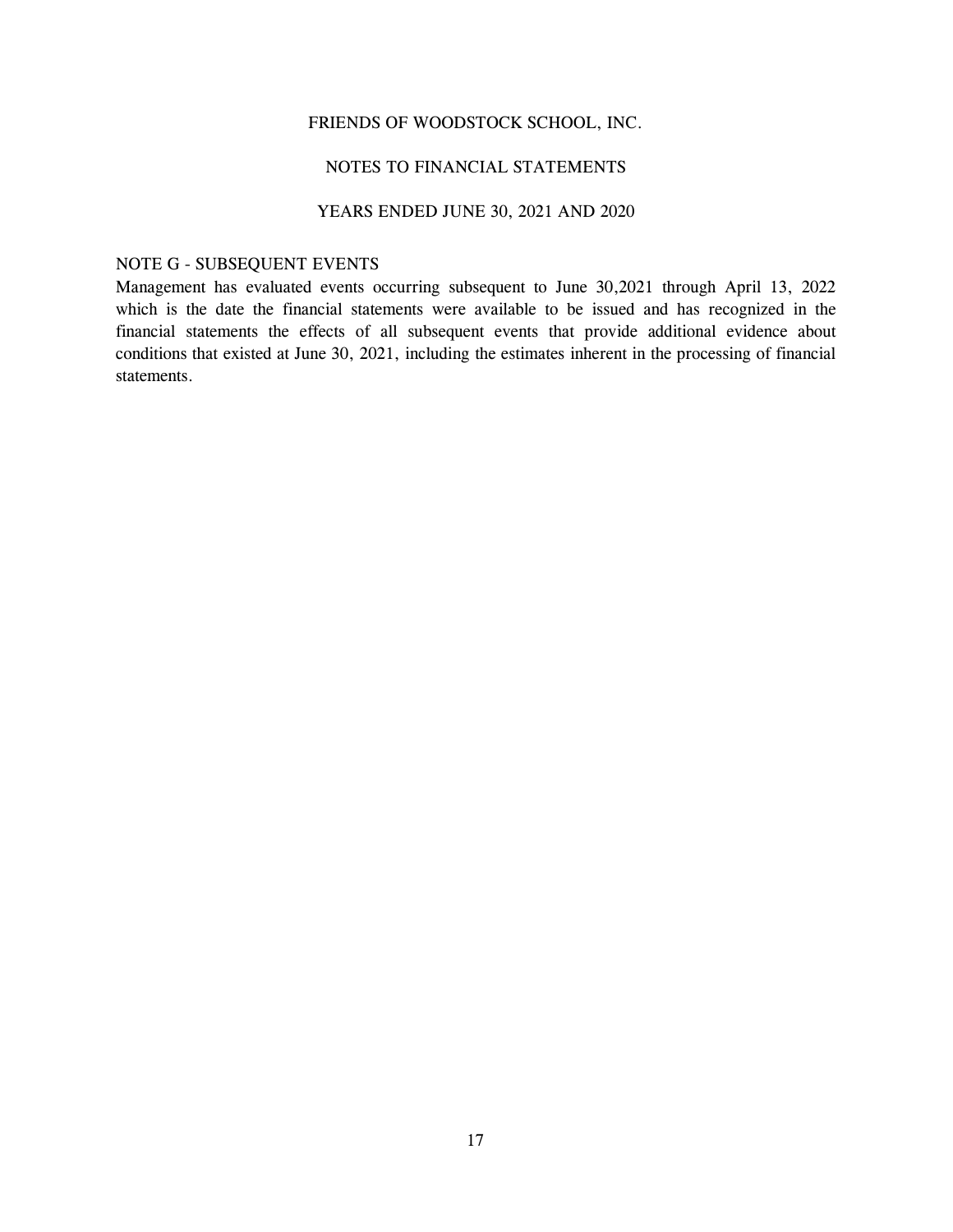FRIENDS OF WOODSTOCK SCHOOL, INC.

NOTES TO FINANCIAL STATEMENTS

YEARS ENDED JUNE 30, 2021 AND 2020

NOTE G - SUBSEQUENT EVENTS

Management has evaluated events occurring subsequent to June 30,2021 through April 13, 2022 which is the date the financial statements were available to be issued and has recognized in the financial statements the effects of all subsequent events that provide additional evidence about conditions that existed at June 30, 2021, including the estimates inherent in the processing of financial statements.